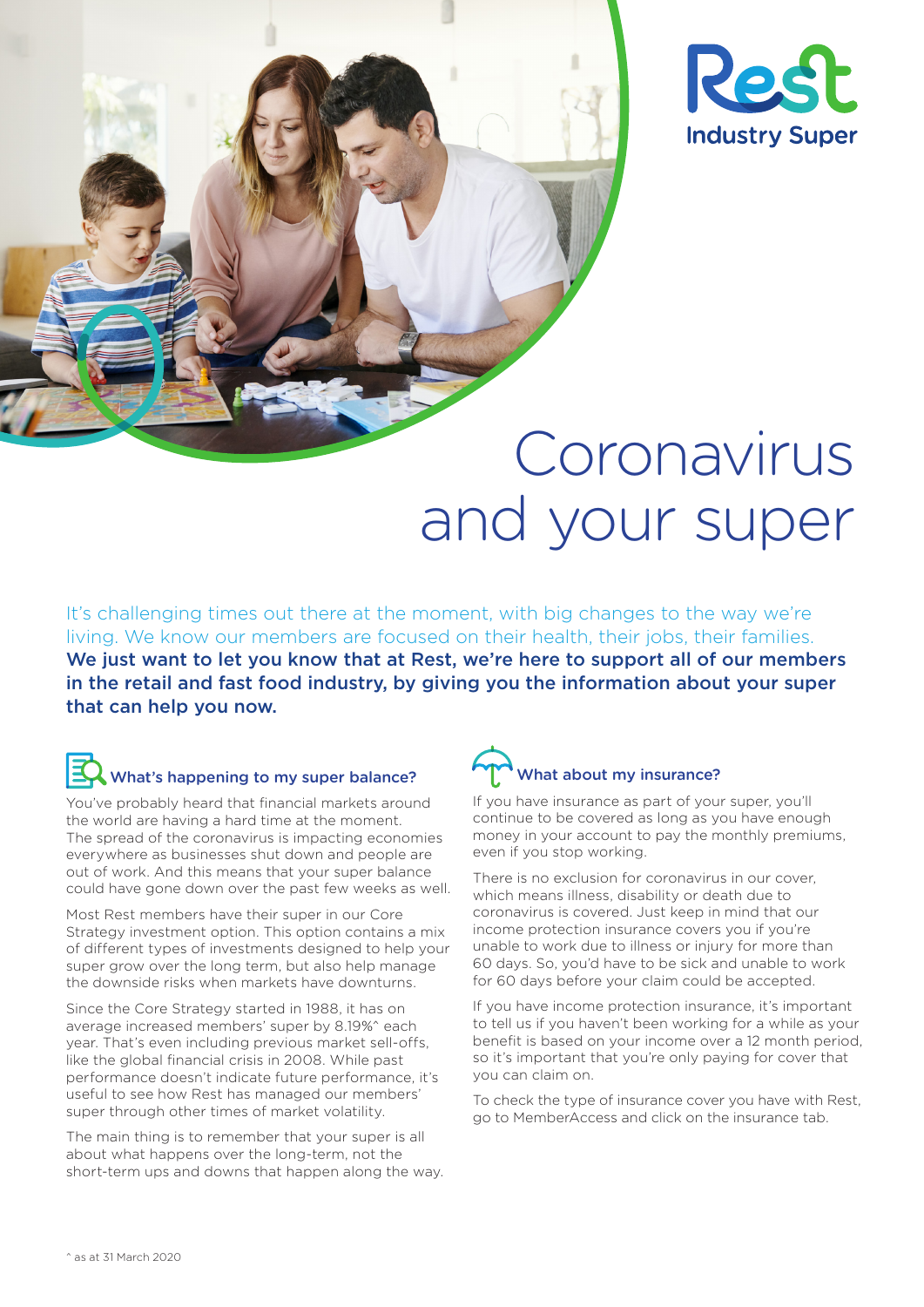Rest Industry Super

# Coronavirus and your super

It's challenging times out there at the moment, with big changes to the way we're living. We know our members are focused on their health, their jobs, their families. **We just want to let you know that at Rest, we're here to support all of our members in the retail and fast food industry, by giving you the information about your super that can help you now.**

## What's happening to my super balance?

You've probably heard that financial markets around the world are having a hard time at the moment. The spread of the coronavirus is impacting economies everywhere as businesses shut down and people are out of work. And this means that your super balance could have gone down over the past few weeks as well.

Most Rest members have their super in our Core Strategy investment option. This option contains a mix of different types of investments designed to help your super grow over the long term, but also help manage the downside risks when markets have downturns.

Since the Core Strategy started in 1988, it has on average increased members' super by 8.19%^ each year. That's even including previous market sell-offs, like the global financial crisis in 2008. While past performance doesn't indicate future performance, it's useful to see how Rest has managed our members' super through other times of market volatility.

The main thing is to remember that your super is all about what happens over the long-term, not the short-term ups and downs that happen along the way.

## What about my insurance?

If you have insurance as part of your super, you'll continue to be covered as long as you have enough money in your account to pay the monthly premiums, even if you stop working.

There is no exclusion for coronavirus in our cover, which means illness, disability or death due to coronavirus is covered. Just keep in mind that our income protection insurance covers you if you're unable to work due to illness or injury for more than 60 days. So, you'd have to be sick and unable to work for 60 days before your claim could be accepted.

If you have income protection insurance, it's important to tell us if you haven't been working for a while as your benefit is based on your income over a 12 month period, so it's important that you're only paying for cover that you can claim on.

To check the type of insurance cover you have with Rest, go to MemberAccess and click on the insurance tab.

^ as at 31 March 2020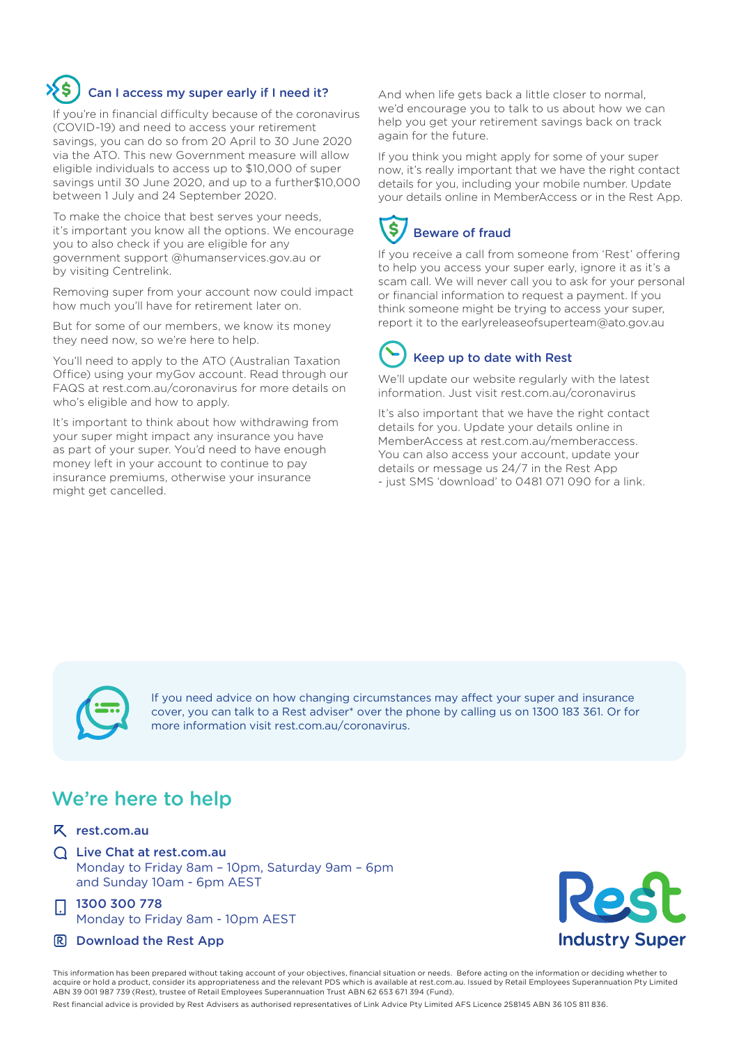### Can I access my super early if I need it?

If you're in financial difficulty because of the coronavirus (COVID-19) and need to access your retirement savings, you can do so from 20 April to 30 June 2020 via the ATO. This new Government measure will allow eligible individuals to access up to $10,000 of super savings until 30 June 2020, and up to a further$10,000 between 1 July and 24 September 2020.

To make the choice that best serves your needs, it's important you know all the options. We encourage you to also check if you are eligible for any government support @humanservices.gov.au or by visiting Centrelink.

Removing super from your account now could impact how much you'll have for retirement later on.

But for some of our members, we know its money they need now, so we're here to help.

You'll need to apply to the ATO (Australian Taxation Office) using your myGov account. Read through our FAQS at rest.com.au/coronavirus for more details on who's eligible and how to apply.

It's important to think about how withdrawing from your super might impact any insurance you have as part of your super. You'd need to have enough money left in your account to continue to pay insurance premiums, otherwise your insurance might get cancelled.

And when life gets back a little closer to normal, we'd encourage you to talk to us about how we can help you get your retirement savings back on track again for the future.

If you think you might apply for some of your super now, it's really important that we have the right contact details for you, including your mobile number. Update your details online in MemberAccess or in the Rest App.

### Beware of fraud

If you receive a call from someone from 'Rest' offering to help you access your super early, ignore it as it's a scam call. We will never call you to ask for your personal or financial information to request a payment. If you think someone might be trying to access your super, report it to the earlyreleaseofsuperteam@ato.gov.au

### Keep up to date with Rest

We'll update our website regularly with the latest information. Just visit rest.com.au/coronavirus

It's also important that we have the right contact details for you. Update your details online in MemberAccess at rest.com.au/memberaccess. You can also access your account, update your details or message us 24/7 in the Rest App - just SMS 'download' to 0481 071 090 for a link.

If you need advice on how changing circumstances may affect your super and insurance cover, you can talk to a Rest adviser* over the phone by calling us on 1300 183 361. Or for more information visit rest.com.au/coronavirus.

## We're here to help

- **rest.com.au**
- **Live Chat at rest.com.au**
  Monday to Friday 8am – 10pm, Saturday 9am – 6pm and Sunday 10am - 6pm AEST
- **1300 300 778**
  Monday to Friday 8am - 10pm AEST
- **Download the Rest App**

Rest Industry Super

This information has been prepared without taking account of your objectives, financial situation or needs. Before acting on the information or deciding whether to acquire or hold a product, consider its appropriateness and the relevant PDS which is available at rest.com.au. Issued by Retail Employees Superannuation Pty Limited ABN 39 001 987 739 (Rest), trustee of Retail Employees Superannuation Trust ABN 62 653 671 394 (Fund).

Rest financial advice is provided by Rest Advisers as authorised representatives of Link Advice Pty Limited AFS Licence 258145 ABN 36 105 811 836.